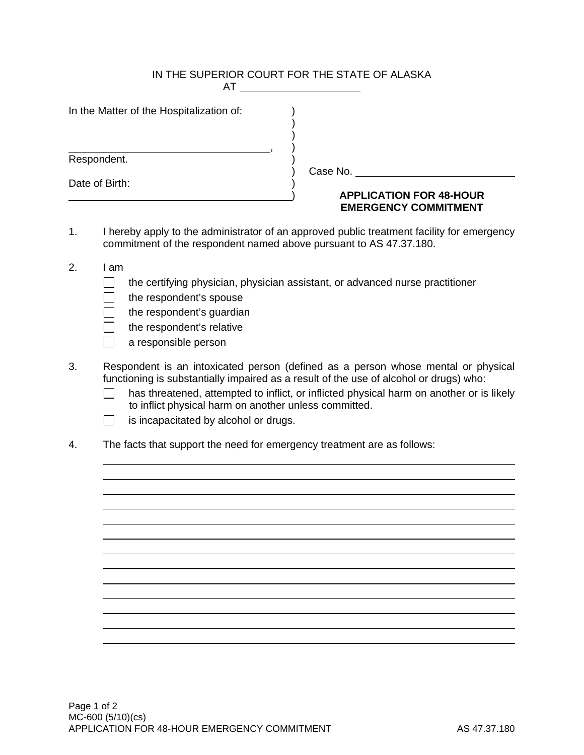IN THE SUPERIOR COURT FOR THE STATE OF ALASKA
AT ____________________

In the Matter of the Hospitalization of:

____________________________________,
Respondent.

Date of Birth:
____________________________________

Case No. ____________________________

**APPLICATION FOR 48-HOUR EMERGENCY COMMITMENT**

1. I hereby apply to the administrator of an approved public treatment facility for emergency commitment of the respondent named above pursuant to AS 47.37.180.

2. I am
   - ☐ the certifying physician, physician assistant, or advanced nurse practitioner
   - ☐ the respondent's spouse
   - ☐ the respondent's guardian
   - ☐ the respondent's relative
   - ☐ a responsible person

3. Respondent is an intoxicated person (defined as a person whose mental or physical functioning is substantially impaired as a result of the use of alcohol or drugs) who:
   - ☐ has threatened, attempted to inflict, or inflicted physical harm on another or is likely to inflict physical harm on another unless committed.
   - ☐ is incapacitated by alcohol or drugs.

4. The facts that support the need for emergency treatment are as follows:

____________________________________________________________________________
____________________________________________________________________________
____________________________________________________________________________
____________________________________________________________________________
____________________________________________________________________________
____________________________________________________________________________
____________________________________________________________________________
____________________________________________________________________________
____________________________________________________________________________
____________________________________________________________________________
____________________________________________________________________________
____________________________________________________________________________
____________________________________________________________________________

MC-600 (5/10)(cs)
APPLICATION FOR 48-HOUR EMERGENCY COMMITMENT — AS 47.37.180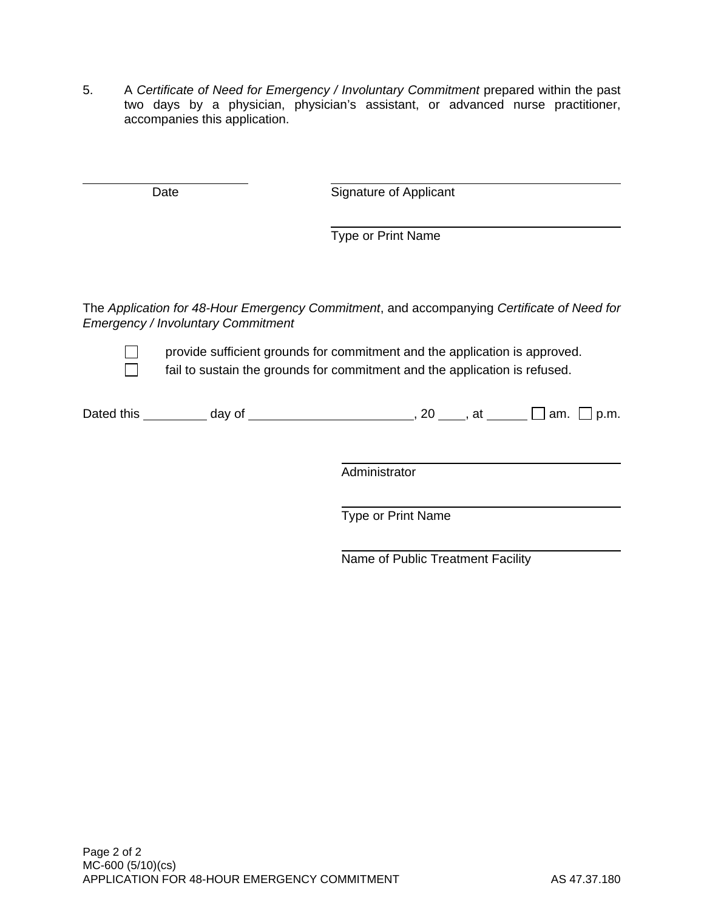5. A *Certificate of Need for Emergency / Involuntary Commitment* prepared within the past two days by a physician, physician's assistant, or advanced nurse practitioner, accompanies this application.

_________________________ Date

_________________________ Signature of Applicant

_________________________ Type or Print Name

The *Application for 48-Hour Emergency Commitment*, and accompanying *Certificate of Need for Emergency / Involuntary Commitment*

- ☐ provide sufficient grounds for commitment and the application is approved.
- ☐ fail to sustain the grounds for commitment and the application is refused.

Dated this _________ day of ______________________, 20 ____, at ______ ☐ am. ☐ p.m.

_________________________ Administrator

_________________________ Type or Print Name

_________________________ Name of Public Treatment Facility

MC-600 (5/10)(cs)
APPLICATION FOR 48-HOUR EMERGENCY COMMITMENT AS 47.37.180